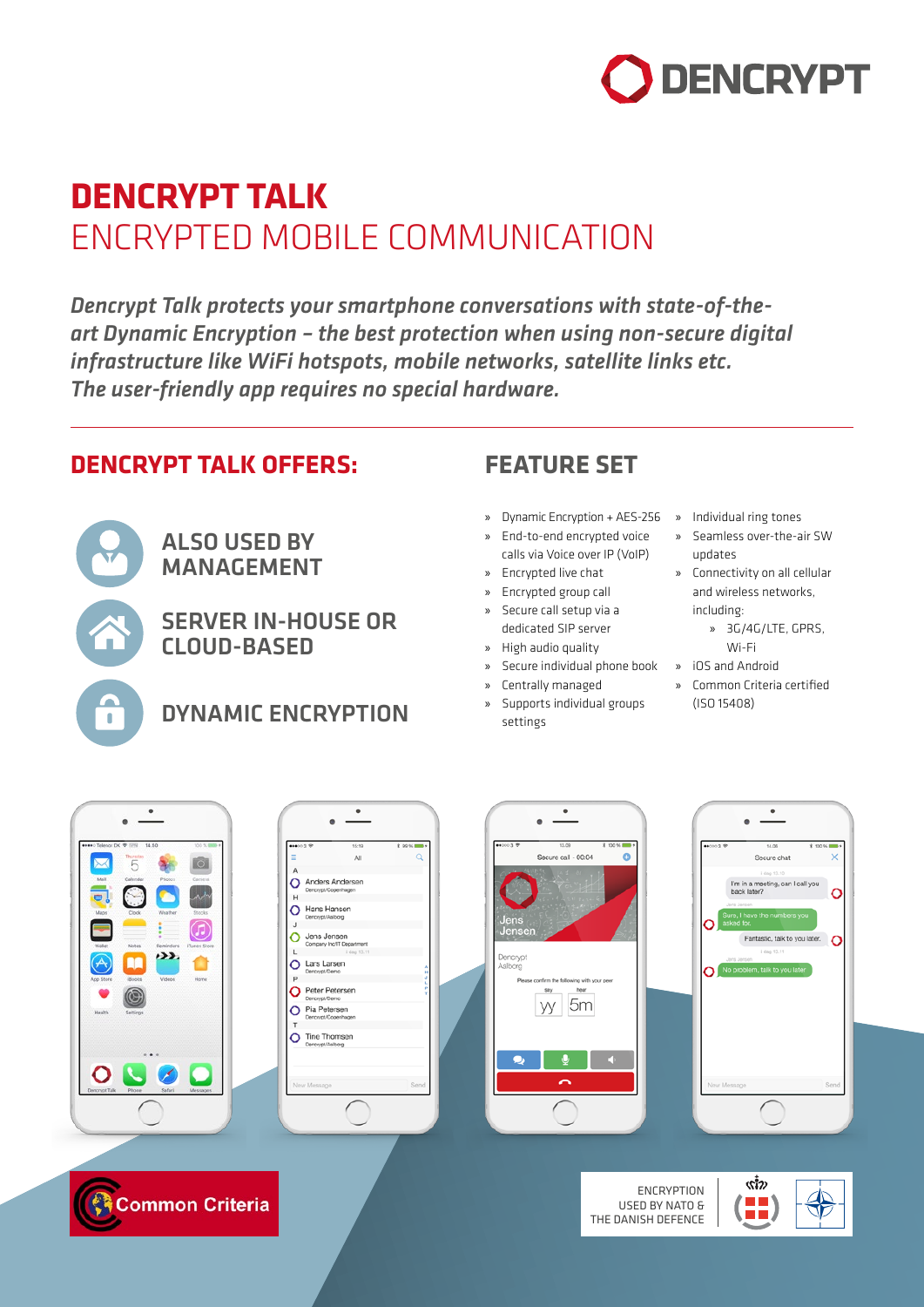DENCRYPT

# DENCRYPT TALK
## ENCRYPTED MOBILE COMMUNICATION

*Dencrypt Talk protects your smartphone conversations with state-of-the-art Dynamic Encryption – the best protection when using non-secure digital infrastructure like WiFi hotspots, mobile networks, satellite links etc. The user-friendly app requires no special hardware.*

## DENCRYPT TALK OFFERS:

### ALSO USED BY MANAGEMENT

### SERVER IN-HOUSE OR CLOUD-BASED

### DYNAMIC ENCRYPTION

## FEATURE SET

- Dynamic Encryption + AES-256
- End-to-end encrypted voice calls via Voice over IP (VoIP)
- Encrypted live chat
- Encrypted group call
- Secure call setup via a dedicated SIP server
- High audio quality
- Secure individual phone book
- Centrally managed
- Supports individual groups settings
- Individual ring tones
- Seamless over-the-air SW updates
- Connectivity on all cellular and wireless networks, including:
  - 3G/4G/LTE, GPRS, Wi-Fi
- iOS and Android
- Common Criteria certified (ISO 15408)

Common Criteria

ENCRYPTION USED BY NATO & THE DANISH DEFENCE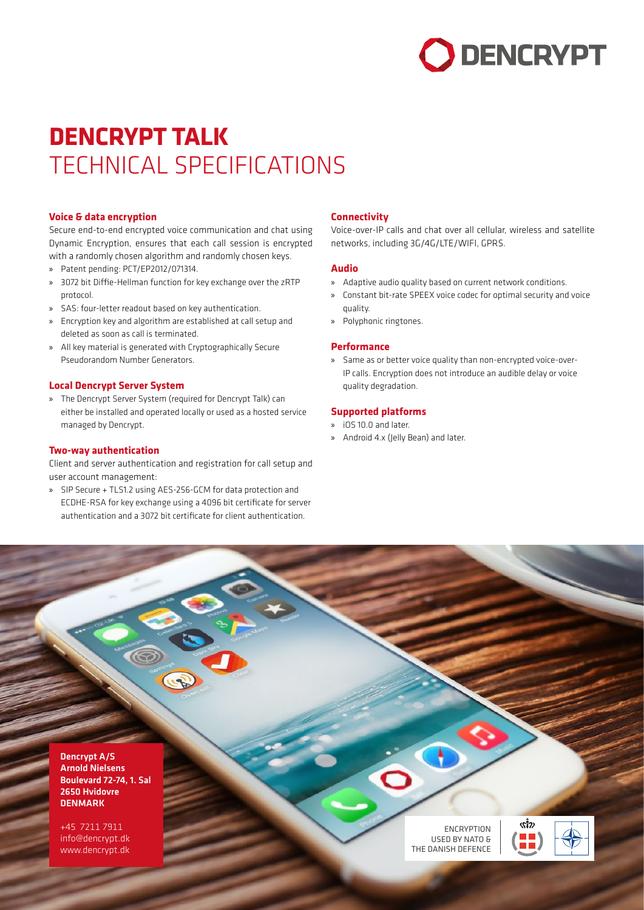# DENCRYPT TALK
## TECHNICAL SPECIFICATIONS

### Voice & data encryption

Secure end-to-end encrypted voice communication and chat using Dynamic Encryption, ensures that each call session is encrypted with a randomly chosen algorithm and randomly chosen keys.

- Patent pending: PCT/EP2012/071314.
- 3072 bit Diffie-Hellman function for key exchange over the zRTP protocol.
- SAS: four-letter readout based on key authentication.
- Encryption key and algorithm are established at call setup and deleted as soon as call is terminated.
- All key material is generated with Cryptographically Secure Pseudorandom Number Generators.

### Local Dencrypt Server System

- The Dencrypt Server System (required for Dencrypt Talk) can either be installed and operated locally or used as a hosted service managed by Dencrypt.

### Two-way authentication

Client and server authentication and registration for call setup and user account management:

- SIP Secure + TLS1.2 using AES-256-GCM for data protection and ECDHE-RSA for key exchange using a 4096 bit certificate for server authentication and a 3072 bit certificate for client authentication.

### Connectivity

Voice-over-IP calls and chat over all cellular, wireless and satellite networks, including 3G/4G/LTE/WIFI, GPRS.

### Audio

- Adaptive audio quality based on current network conditions.
- Constant bit-rate SPEEX voice codec for optimal security and voice quality.
- Polyphonic ringtones.

### Performance

- Same as or better voice quality than non-encrypted voice-over-IP calls. Encryption does not introduce an audible delay or voice quality degradation.

### Supported platforms

- iOS 10.0 and later.
- Android 4.x (Jelly Bean) and later.

**Dencrypt A/S**
**Arnold Nielsens Boulevard 72-74, 1. Sal**
**2650 Hvidovre**
**DENMARK**

+45 7211 7911
info@dencrypt.dk
www.dencrypt.dk

ENCRYPTION USED BY NATO & THE DANISH DEFENCE